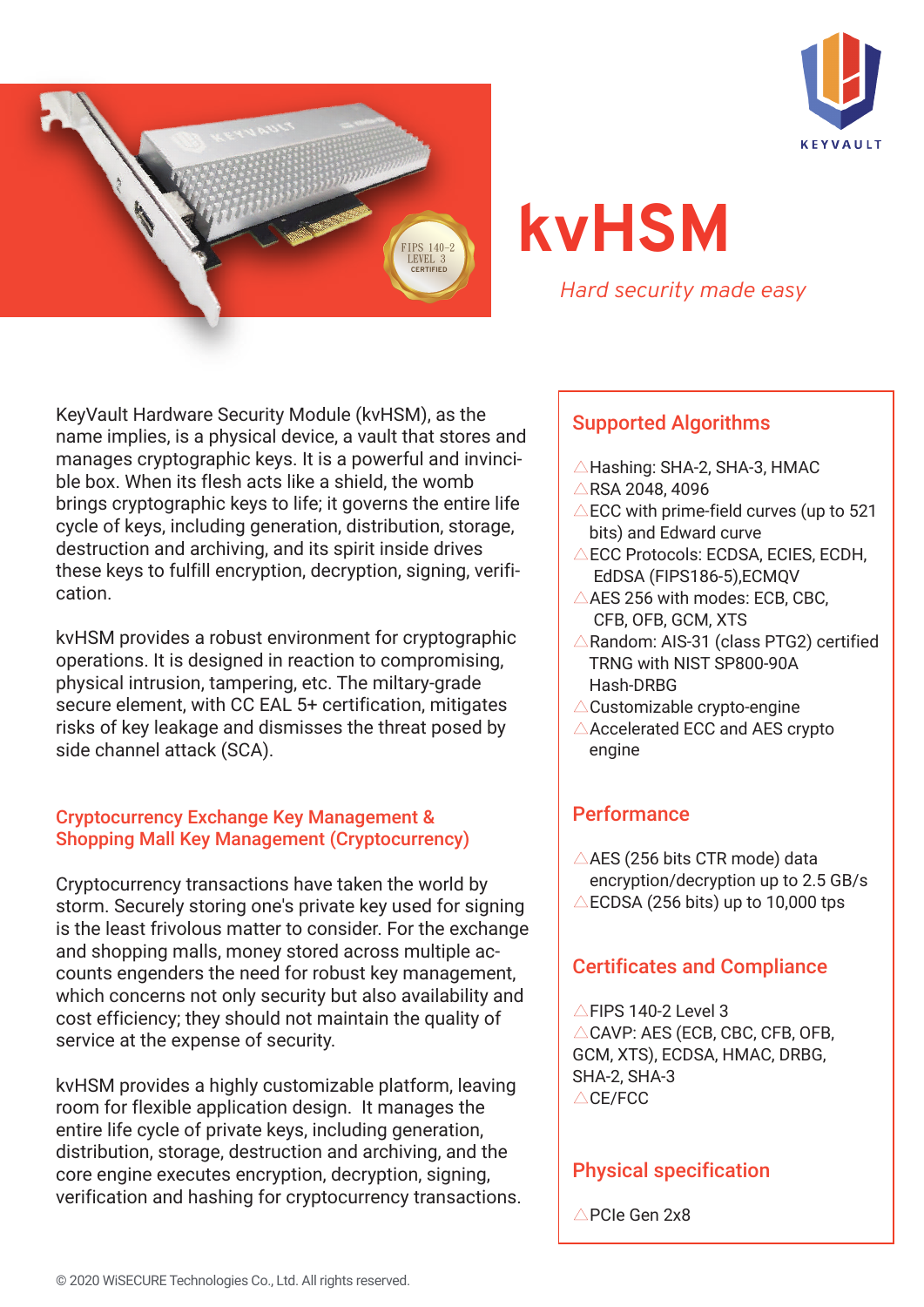# kvHSM

*Hard security made easy*

KeyVault Hardware Security Module (kvHSM), as the name implies, is a physical device, a vault that stores and manages cryptographic keys. It is a powerful and invincible box. When its flesh acts like a shield, the womb brings cryptographic keys to life; it governs the entire life cycle of keys, including generation, distribution, storage, destruction and archiving, and its spirit inside drives these keys to fulfill encryption, decryption, signing, verification.

kvHSM provides a robust environment for cryptographic operations. It is designed in reaction to compromising, physical intrusion, tampering, etc. The miltary-grade secure element, with CC EAL 5+ certification, mitigates risks of key leakage and dismisses the threat posed by side channel attack (SCA).

## Cryptocurrency Exchange Key Management & Shopping Mall Key Management (Cryptocurrency)

Cryptocurrency transactions have taken the world by storm. Securely storing one's private key used for signing is the least frivolous matter to consider. For the exchange and shopping malls, money stored across multiple accounts engenders the need for robust key management, which concerns not only security but also availability and cost efficiency; they should not maintain the quality of service at the expense of security.

kvHSM provides a highly customizable platform, leaving room for flexible application design. It manages the entire life cycle of private keys, including generation, distribution, storage, destruction and archiving, and the core engine executes encryption, decryption, signing, verification and hashing for cryptocurrency transactions.

## Supported Algorithms

- Hashing: SHA-2, SHA-3, HMAC
- RSA 2048, 4096
- ECC with prime-field curves (up to 521 bits) and Edward curve
- ECC Protocols: ECDSA, ECIES, ECDH, EdDSA (FIPS186-5),ECMQV
- AES 256 with modes: ECB, CBC, CFB, OFB, GCM, XTS
- Random: AIS-31 (class PTG2) certified TRNG with NIST SP800-90A Hash-DRBG
- Customizable crypto-engine
- Accelerated ECC and AES crypto engine

## Performance

- AES (256 bits CTR mode) data encryption/decryption up to 2.5 GB/s
- ECDSA (256 bits) up to 10,000 tps

## Certificates and Compliance

- FIPS 140-2 Level 3
- CAVP: AES (ECB, CBC, CFB, OFB, GCM, XTS), ECDSA, HMAC, DRBG, SHA-2, SHA-3
- CE/FCC

## Physical specification

- PCIe Gen 2x8

© 2020 WiSECURE Technologies Co., Ltd. All rights reserved.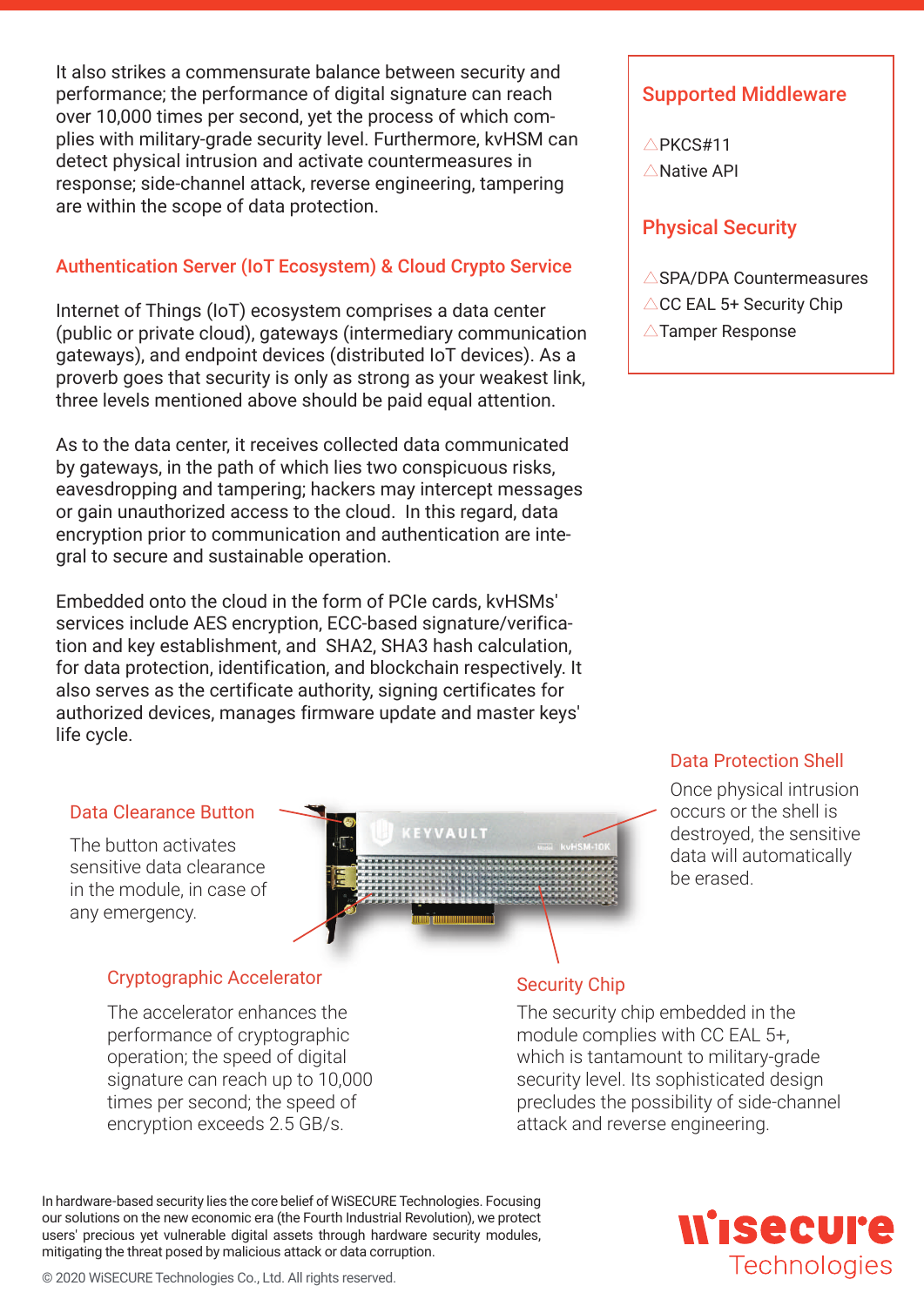It also strikes a commensurate balance between security and performance; the performance of digital signature can reach over 10,000 times per second, yet the process of which complies with military-grade security level. Furthermore, kvHSM can detect physical intrusion and activate countermeasures in response; side-channel attack, reverse engineering, tampering are within the scope of data protection.

## Authentication Server (IoT Ecosystem) & Cloud Crypto Service

Internet of Things (IoT) ecosystem comprises a data center (public or private cloud), gateways (intermediary communication gateways), and endpoint devices (distributed IoT devices). As a proverb goes that security is only as strong as your weakest link, three levels mentioned above should be paid equal attention.

As to the data center, it receives collected data communicated by gateways, in the path of which lies two conspicuous risks, eavesdropping and tampering; hackers may intercept messages or gain unauthorized access to the cloud. In this regard, data encryption prior to communication and authentication are integral to secure and sustainable operation.

Embedded onto the cloud in the form of PCIe cards, kvHSMs' services include AES encryption, ECC-based signature/verification and key establishment, and SHA2, SHA3 hash calculation, for data protection, identification, and blockchain respectively. It also serves as the certificate authority, signing certificates for authorized devices, manages firmware update and master keys' life cycle.

## Supported Middleware

- PKCS#11
- Native API

## Physical Security

- SPA/DPA Countermeasures
- CC EAL 5+ Security Chip
- Tamper Response

### Data Clearance Button

The button activates sensitive data clearance in the module, in case of any emergency.

### Data Protection Shell

Once physical intrusion occurs or the shell is destroyed, the sensitive data will automatically be erased.

### Cryptographic Accelerator

The accelerator enhances the performance of cryptographic operation; the speed of digital signature can reach up to 10,000 times per second; the speed of encryption exceeds 2.5 GB/s.

### Security Chip

The security chip embedded in the module complies with CC EAL 5+, which is tantamount to military-grade security level. Its sophisticated design precludes the possibility of side-channel attack and reverse engineering.

In hardware-based security lies the core belief of WiSECURE Technologies. Focusing our solutions on the new economic era (the Fourth Industrial Revolution), we protect users' precious yet vulnerable digital assets through hardware security modules, mitigating the threat posed by malicious attack or data corruption.

© 2020 WiSECURE Technologies Co., Ltd. All rights reserved.

Wisecure Technologies